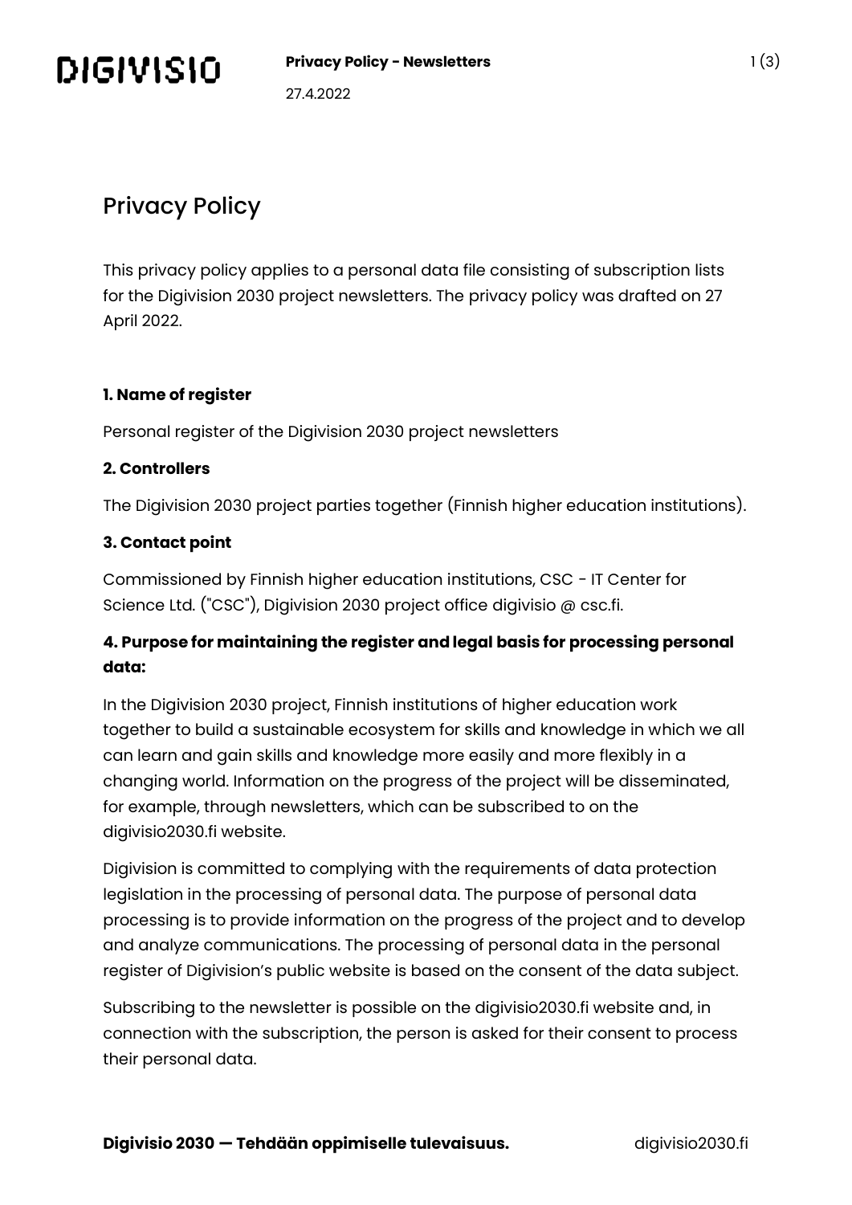# Privacy Policy

This privacy policy applies to a personal data file consisting of subscription lists for the Digivision 2030 project newsletters. The privacy policy was drafted on 27 April 2022.

**1. Name of register**

Personal register of the Digivision 2030 project newsletters

**2. Controllers**

The Digivision 2030 project parties together (Finnish higher education institutions).

**3. Contact point**

Commissioned by Finnish higher education institutions, CSC - IT Center for Science Ltd. ("CSC"), Digivision 2030 project office digivisio @ csc.fi.

**4. Purpose for maintaining the register and legal basis for processing personal data:**

In the Digivision 2030 project, Finnish institutions of higher education work together to build a sustainable ecosystem for skills and knowledge in which we all can learn and gain skills and knowledge more easily and more flexibly in a changing world. Information on the progress of the project will be disseminated, for example, through newsletters, which can be subscribed to on the digivisio2030.fi website.

Digivision is committed to complying with the requirements of data protection legislation in the processing of personal data. The purpose of personal data processing is to provide information on the progress of the project and to develop and analyze communications. The processing of personal data in the personal register of Digivision's public website is based on the consent of the data subject.

Subscribing to the newsletter is possible on the digivisio2030.fi website and, in connection with the subscription, the person is asked for their consent to process their personal data.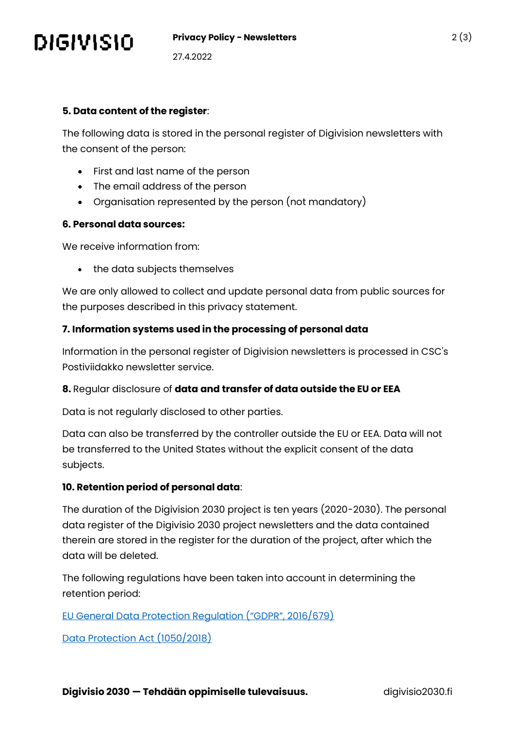**5. Data content of the register**:

The following data is stored in the personal register of Digivision newsletters with the consent of the person:

- First and last name of the person
- The email address of the person
- Organisation represented by the person (not mandatory)

**6. Personal data sources:**

We receive information from:

- the data subjects themselves

We are only allowed to collect and update personal data from public sources for the purposes described in this privacy statement.

**7. Information systems used in the processing of personal data**

Information in the personal register of Digivision newsletters is processed in CSC's Postiviidakko newsletter service.

**8.** Regular disclosure of **data and transfer of data outside the EU or EEA**

Data is not regularly disclosed to other parties.

Data can also be transferred by the controller outside the EU or EEA. Data will not be transferred to the United States without the explicit consent of the data subjects.

**10. Retention period of personal data**:

The duration of the Digivision 2030 project is ten years (2020-2030). The personal data register of the Digivisio 2030 project newsletters and the data contained therein are stored in the register for the duration of the project, after which the data will be deleted.

The following regulations have been taken into account in determining the retention period:

EU General Data Protection Regulation ("GDPR", 2016/679)

Data Protection Act (1050/2018)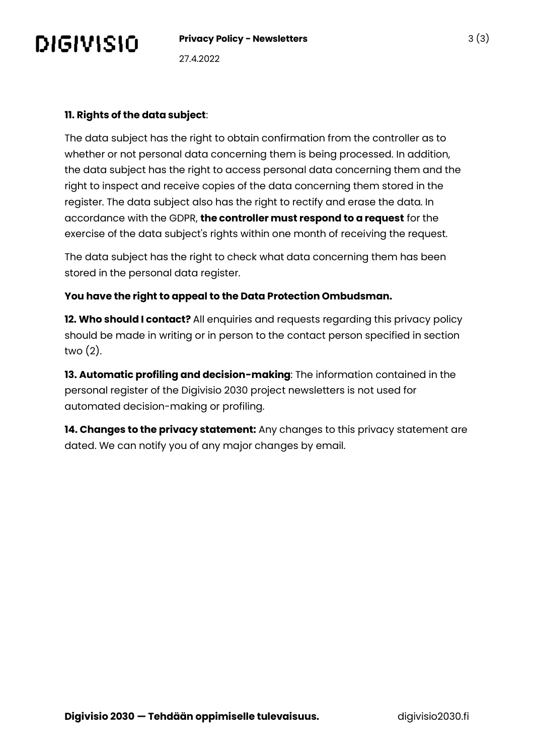**11. Rights of the data subject**:

The data subject has the right to obtain confirmation from the controller as to whether or not personal data concerning them is being processed. In addition, the data subject has the right to access personal data concerning them and the right to inspect and receive copies of the data concerning them stored in the register. The data subject also has the right to rectify and erase the data. In accordance with the GDPR, **the controller must respond to a request** for the exercise of the data subject's rights within one month of receiving the request.

The data subject has the right to check what data concerning them has been stored in the personal data register.

**You have the right to appeal to the Data Protection Ombudsman.**

**12. Who should I contact?** All enquiries and requests regarding this privacy policy should be made in writing or in person to the contact person specified in section two (2).

**13. Automatic profiling and decision-making**: The information contained in the personal register of the Digivisio 2030 project newsletters is not used for automated decision-making or profiling.

**14. Changes to the privacy statement:** Any changes to this privacy statement are dated. We can notify you of any major changes by email.